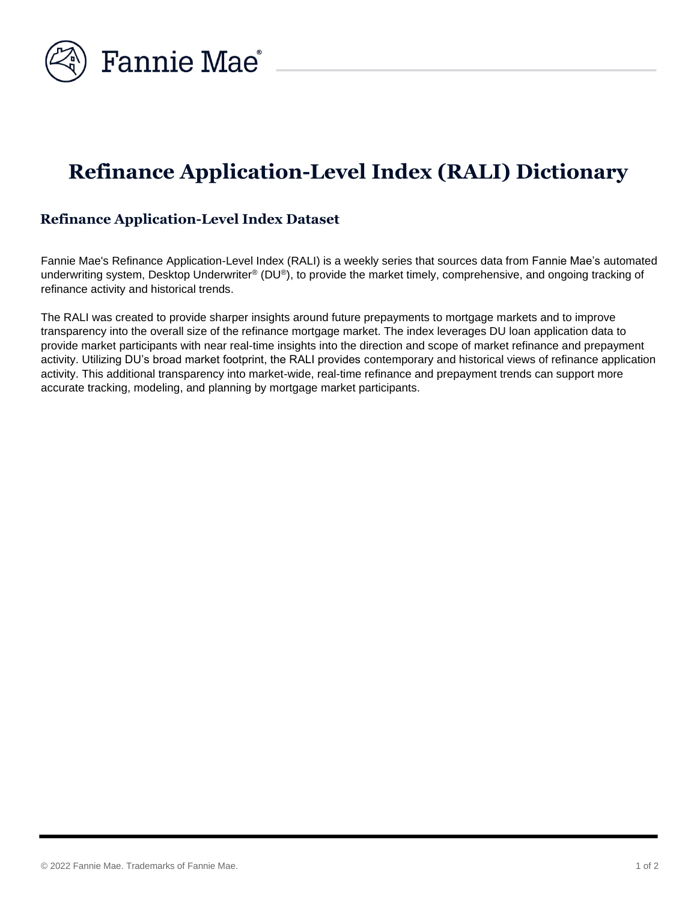# Refinance Application-Level Index (RALI) Dictionary

## Refinance Application-Level Index Dataset

Fannie Mae's Refinance Application-Level Index (RALI) is a weekly series that sources data from Fannie Mae's automated underwriting system, Desktop Underwriter® (DU®), to provide the market timely, comprehensive, and ongoing tracking of refinance activity and historical trends.

The RALI was created to provide sharper insights around future prepayments to mortgage markets and to improve transparency into the overall size of the refinance mortgage market. The index leverages DU loan application data to provide market participants with near real-time insights into the direction and scope of market refinance and prepayment activity. Utilizing DU's broad market footprint, the RALI provides contemporary and historical views of refinance application activity. This additional transparency into market-wide, real-time refinance and prepayment trends can support more accurate tracking, modeling, and planning by mortgage market participants.

© 2022 Fannie Mae. Trademarks of Fannie Mae.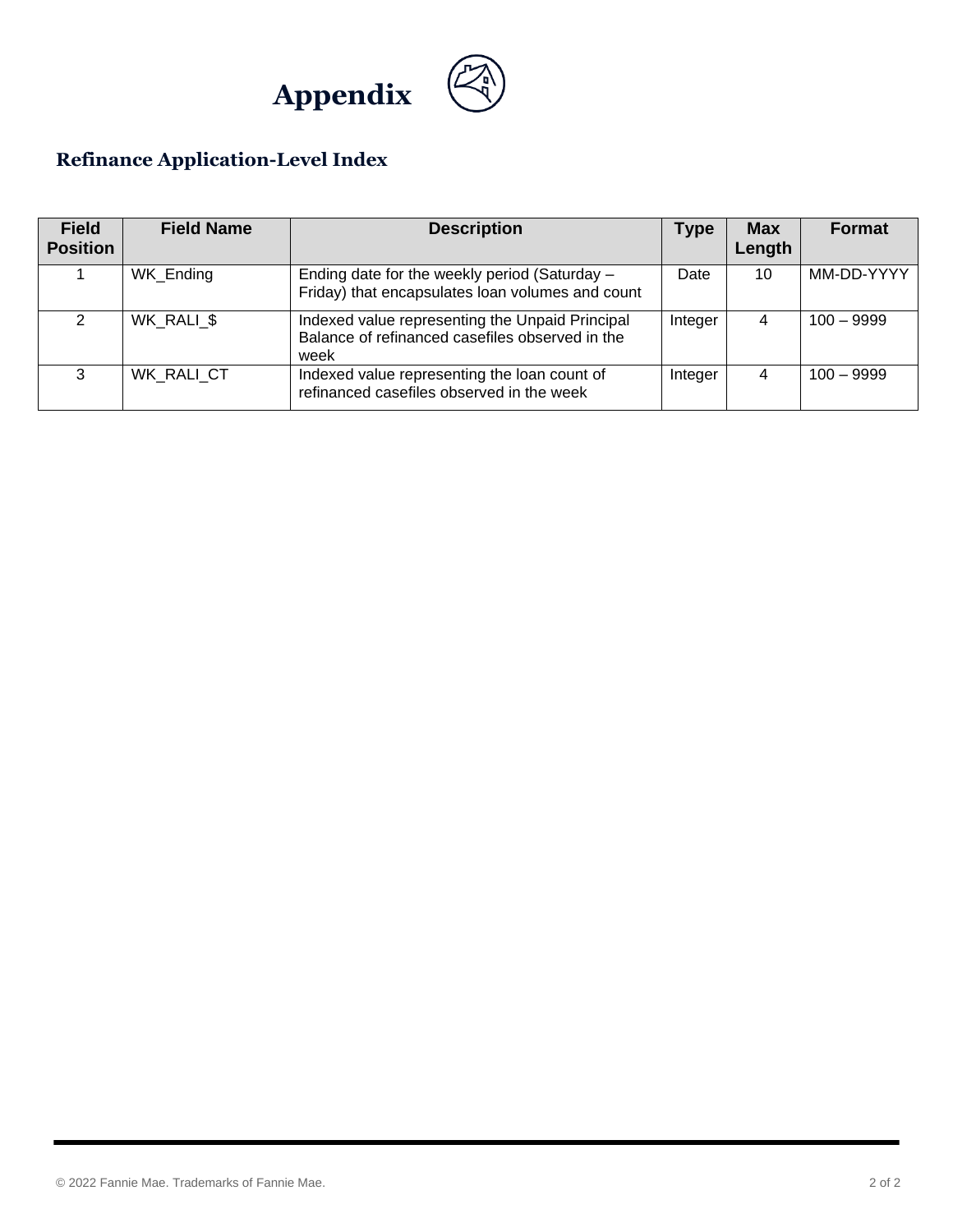# Appendix

## Refinance Application-Level Index

| Field Position | Field Name | Description | Type | Max Length | Format |
|---|---|---|---|---|---|
| 1 | WK_Ending | Ending date for the weekly period (Saturday – Friday) that encapsulates loan volumes and count | Date | 10 | MM-DD-YYYY |
| 2 | WK_RALI_$ | Indexed value representing the Unpaid Principal Balance of refinanced casefiles observed in the week | Integer | 4 | 100 – 9999 |
| 3 | WK_RALI_CT | Indexed value representing the loan count of refinanced casefiles observed in the week | Integer | 4 | 100 – 9999 |

© 2022 Fannie Mae. Trademarks of Fannie Mae.